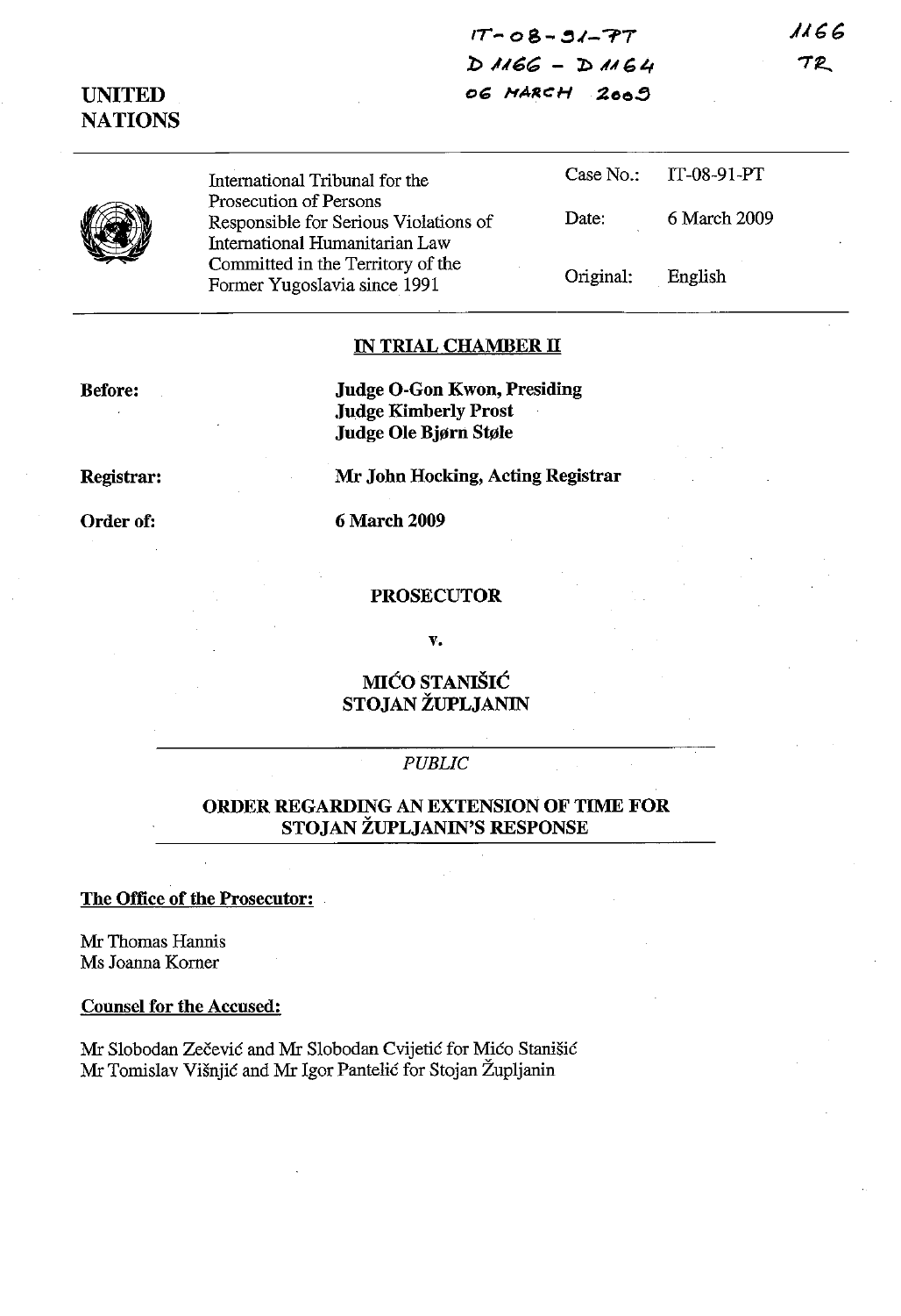IT-08-91-PT
D 1166 - D 1164
06 MARCH 2009

1166
TR

UNITED NATIONS

| | | |
|---|---|---|
| International Tribunal for the Prosecution of Persons Responsible for Serious Violations of International Humanitarian Law Committed in the Territory of the Former Yugoslavia since 1991 | Case No.: | IT-08-91-PT |
| | Date: | 6 March 2009 |
| | Original: | English |

**IN TRIAL CHAMBER II**

**Before:** **Judge O-Gon Kwon, Presiding**
**Judge Kimberly Prost**
**Judge Ole Bjørn Støle**

**Registrar:** **Mr John Hocking, Acting Registrar**

**Order of:** **6 March 2009**

**PROSECUTOR**

**v.**

**MIĆO STANIŠIĆ**
**STOJAN ŽUPLJANIN**

*PUBLIC*

**ORDER REGARDING AN EXTENSION OF TIME FOR STOJAN ŽUPLJANIN'S RESPONSE**

**The Office of the Prosecutor:**

Mr Thomas Hannis
Ms Joanna Korner

**Counsel for the Accused:**

Mr Slobodan Zečević and Mr Slobodan Cvijetić for Mićo Stanišić
Mr Tomislav Višnjić and Mr Igor Pantelić for Stojan Župljanin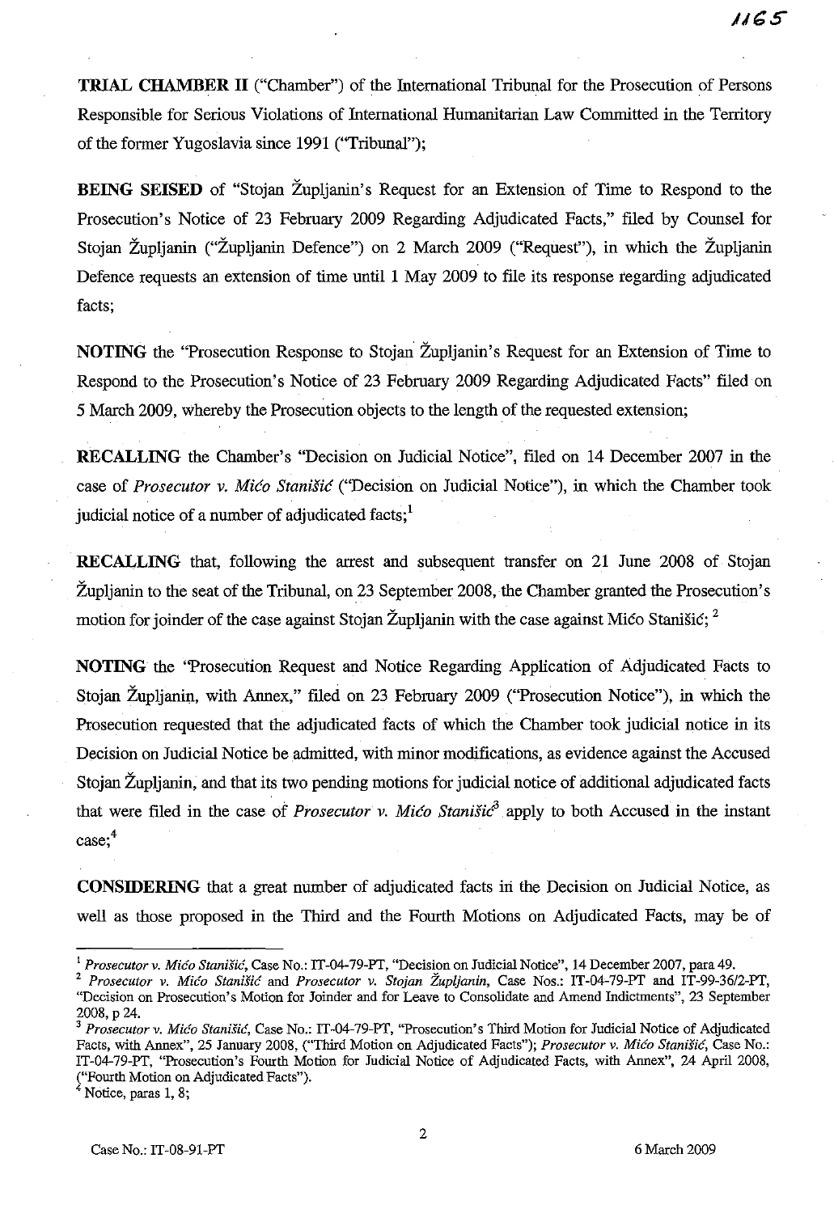**TRIAL CHAMBER II** ("Chamber") of the International Tribunal for the Prosecution of Persons Responsible for Serious Violations of International Humanitarian Law Committed in the Territory of the former Yugoslavia since 1991 ("Tribunal");

**BEING SEISED** of "Stojan Župljanin's Request for an Extension of Time to Respond to the Prosecution's Notice of 23 February 2009 Regarding Adjudicated Facts," filed by Counsel for Stojan Župljanin ("Župljanin Defence") on 2 March 2009 ("Request"), in which the Župljanin Defence requests an extension of time until 1 May 2009 to file its response regarding adjudicated facts;

**NOTING** the "Prosecution Response to Stojan Župljanin's Request for an Extension of Time to Respond to the Prosecution's Notice of 23 February 2009 Regarding Adjudicated Facts" filed on 5 March 2009, whereby the Prosecution objects to the length of the requested extension;

**RECALLING** the Chamber's "Decision on Judicial Notice", filed on 14 December 2007 in the case of *Prosecutor v. Mićo Stanišić* ("Decision on Judicial Notice"), in which the Chamber took judicial notice of a number of adjudicated facts;[1]

**RECALLING** that, following the arrest and subsequent transfer on 21 June 2008 of Stojan Župljanin to the seat of the Tribunal, on 23 September 2008, the Chamber granted the Prosecution's motion for joinder of the case against Stojan Župljanin with the case against Mićo Stanišić; [2]

**NOTING** the "Prosecution Request and Notice Regarding Application of Adjudicated Facts to Stojan Župljanin, with Annex," filed on 23 February 2009 ("Prosecution Notice"), in which the Prosecution requested that the adjudicated facts of which the Chamber took judicial notice in its Decision on Judicial Notice be admitted, with minor modifications, as evidence against the Accused Stojan Župljanin, and that its two pending motions for judicial notice of additional adjudicated facts that were filed in the case of *Prosecutor v. Mićo Stanišić*[3] apply to both Accused in the instant case;[4]

**CONSIDERING** that a great number of adjudicated facts in the Decision on Judicial Notice, as well as those proposed in the Third and the Fourth Motions on Adjudicated Facts, may be of

---

[1] *Prosecutor v. Mićo Stanišić*, Case No.: IT-04-79-PT, "Decision on Judicial Notice", 14 December 2007, para 49.

[2] *Prosecutor v. Mićo Stanišić* and *Prosecutor v. Stojan Župljanin*, Case Nos.: IT-04-79-PT and IT-99-36/2-PT, "Decision on Prosecution's Motion for Joinder and for Leave to Consolidate and Amend Indictments", 23 September 2008, p 24.

[3] *Prosecutor v. Mićo Stanišić*, Case No.: IT-04-79-PT, "Prosecution's Third Motion for Judicial Notice of Adjudicated Facts, with Annex", 25 January 2008, ("Third Motion on Adjudicated Facts"); *Prosecutor v. Mićo Stanišić*, Case No.: IT-04-79-PT, "Prosecution's Fourth Motion for Judicial Notice of Adjudicated Facts, with Annex", 24 April 2008, ("Fourth Motion on Adjudicated Facts").

[4] Notice, paras 1, 8;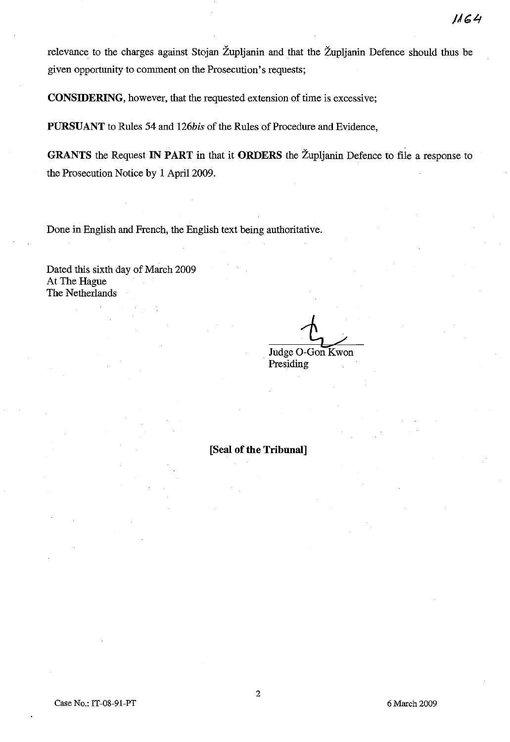relevance to the charges against Stojan Župljanin and that the Župljanin Defence should thus be given opportunity to comment on the Prosecution's requests;

**CONSIDERING**, however, that the requested extension of time is excessive;

**PURSUANT** to Rules 54 and 126*bis* of the Rules of Procedure and Evidence,

**GRANTS** the Request **IN PART** in that it **ORDERS** the Župljanin Defence to file a response to the Prosecution Notice by 1 April 2009.

Done in English and French, the English text being authoritative.

Dated this sixth day of March 2009
At The Hague
The Netherlands

Judge O-Gon Kwon
Presiding

**[Seal of the Tribunal]**

Case No.: IT-08-91-PT

6 March 2009